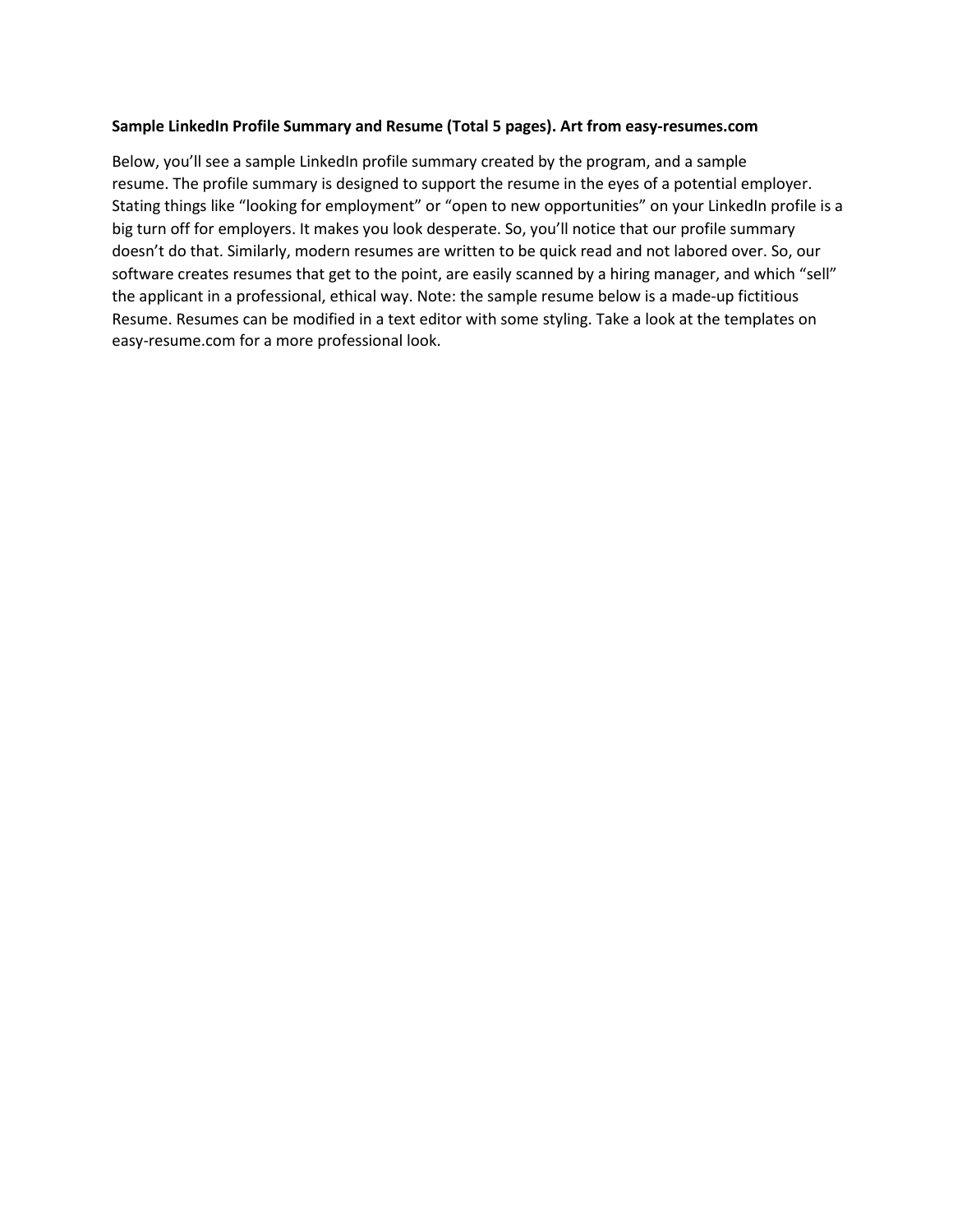**Sample LinkedIn Profile Summary and Resume (Total 5 pages). Art from easy-resumes.com**

Below, you'll see a sample LinkedIn profile summary created by the program, and a sample resume. The profile summary is designed to support the resume in the eyes of a potential employer. Stating things like "looking for employment" or "open to new opportunities" on your LinkedIn profile is a big turn off for employers. It makes you look desperate. So, you'll notice that our profile summary doesn't do that. Similarly, modern resumes are written to be quick read and not labored over. So, our software creates resumes that get to the point, are easily scanned by a hiring manager, and which "sell" the applicant in a professional, ethical way. Note: the sample resume below is a made-up fictitious Resume. Resumes can be modified in a text editor with some styling. Take a look at the templates on easy-resume.com for a more professional look.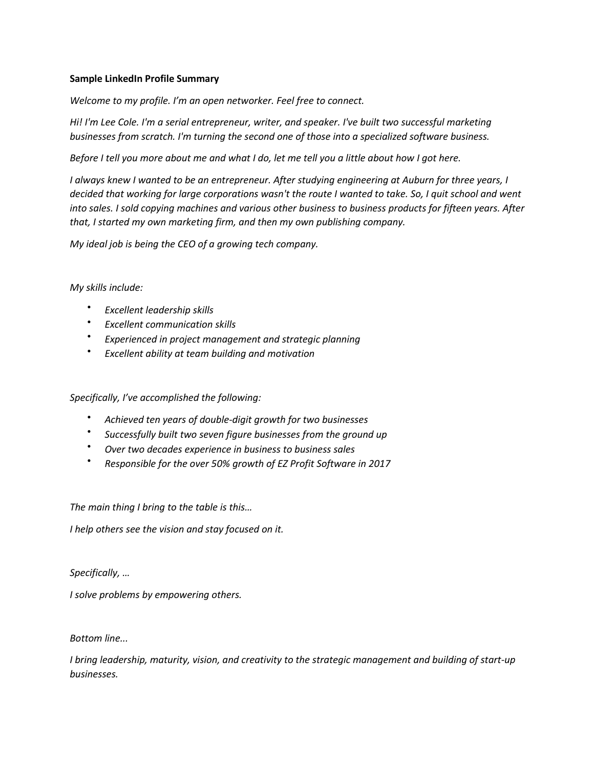**Sample LinkedIn Profile Summary**

*Welcome to my profile. I'm an open networker. Feel free to connect.*

*Hi! I'm Lee Cole. I'm a serial entrepreneur, writer, and speaker. I've built two successful marketing businesses from scratch. I'm turning the second one of those into a specialized software business.*

*Before I tell you more about me and what I do, let me tell you a little about how I got here.*

*I always knew I wanted to be an entrepreneur. After studying engineering at Auburn for three years, I decided that working for large corporations wasn't the route I wanted to take. So, I quit school and went into sales. I sold copying machines and various other business to business products for fifteen years. After that, I started my own marketing firm, and then my own publishing company.*

*My ideal job is being the CEO of a growing tech company.*

*My skills include:*

- *Excellent leadership skills*
- *Excellent communication skills*
- *Experienced in project management and strategic planning*
- *Excellent ability at team building and motivation*

*Specifically, I've accomplished the following:*

- *Achieved ten years of double-digit growth for two businesses*
- *Successfully built two seven figure businesses from the ground up*
- *Over two decades experience in business to business sales*
- *Responsible for the over 50% growth of EZ Profit Software in 2017*

*The main thing I bring to the table is this…*

*I help others see the vision and stay focused on it.*

*Specifically, …*

*I solve problems by empowering others.*

*Bottom line...*

*I bring leadership, maturity, vision, and creativity to the strategic management and building of start-up businesses.*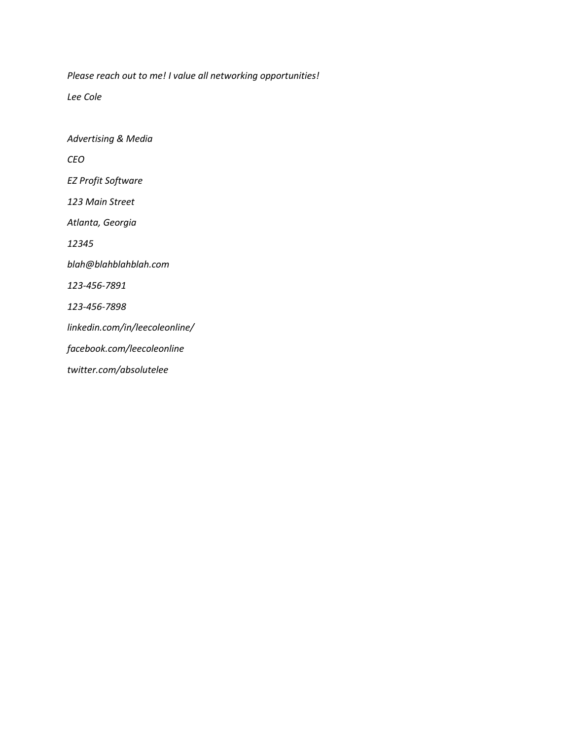*Please reach out to me! I value all networking opportunities!*

*Lee Cole*

*Advertising & Media*

*CEO*

*EZ Profit Software*

*123 Main Street*

*Atlanta, Georgia*

*12345*

*blah@blahblahblah.com*

*123-456-7891*

*123-456-7898*

*linkedin.com/in/leecoleonline/*

*facebook.com/leecoleonline*

*twitter.com/absolutelee*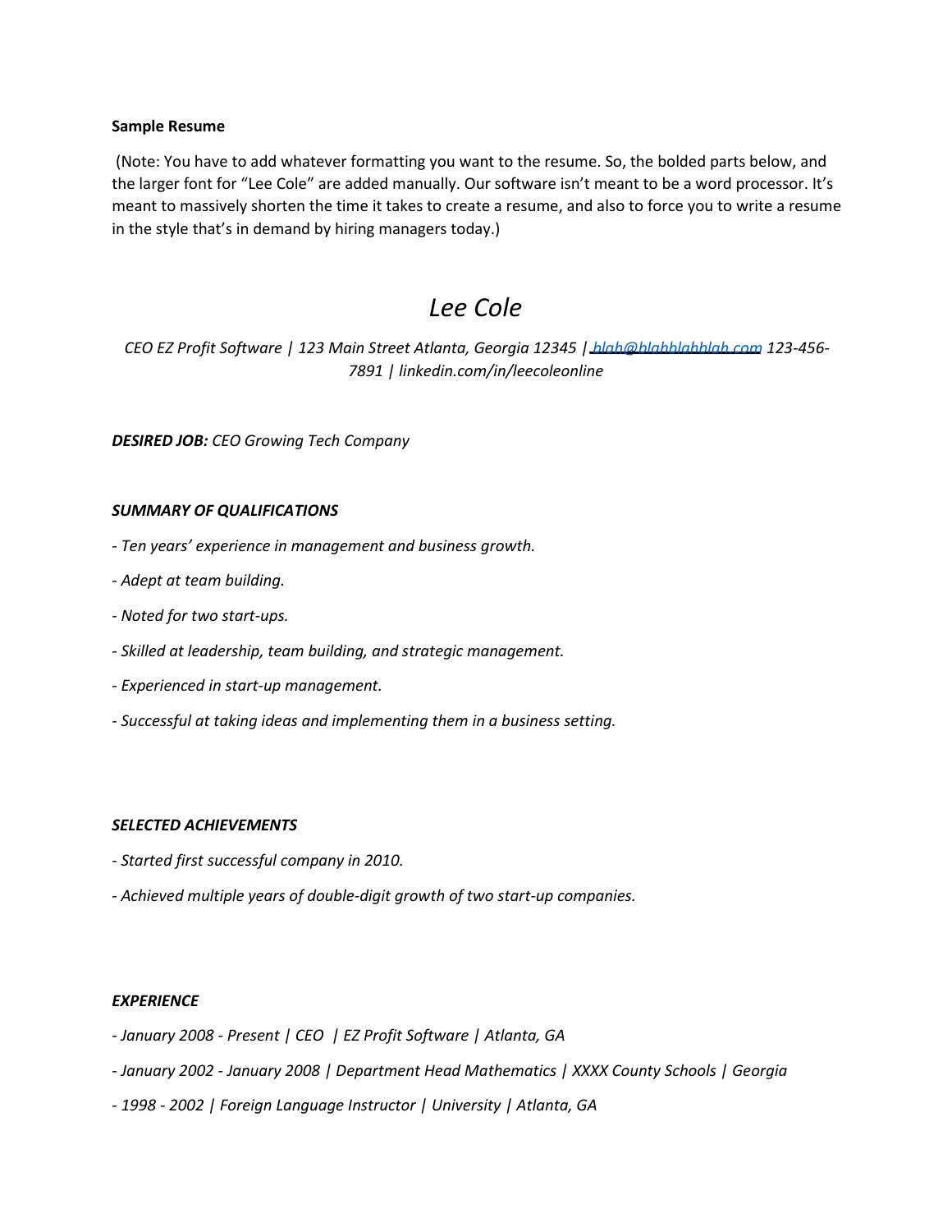**Sample Resume**

(Note: You have to add whatever formatting you want to the resume. So, the bolded parts below, and the larger font for "Lee Cole" are added manually. Our software isn't meant to be a word processor. It's meant to massively shorten the time it takes to create a resume, and also to force you to write a resume in the style that's in demand by hiring managers today.)

# *Lee Cole*

*CEO EZ Profit Software | 123 Main Street Atlanta, Georgia 12345 | blah@blahblahblah.com 123-456-7891 | linkedin.com/in/leecoleonline*

***DESIRED JOB:*** *CEO Growing Tech Company*

***SUMMARY OF QUALIFICATIONS***

*- Ten years' experience in management and business growth.*

*- Adept at team building.*

*- Noted for two start-ups.*

*- Skilled at leadership, team building, and strategic management.*

*- Experienced in start-up management.*

*- Successful at taking ideas and implementing them in a business setting.*

***SELECTED ACHIEVEMENTS***

*- Started first successful company in 2010.*

*- Achieved multiple years of double-digit growth of two start-up companies.*

***EXPERIENCE***

*- January 2008 - Present | CEO | EZ Profit Software | Atlanta, GA*

*- January 2002 - January 2008 | Department Head Mathematics | XXXX County Schools | Georgia*

*- 1998 - 2002 | Foreign Language Instructor | University | Atlanta, GA*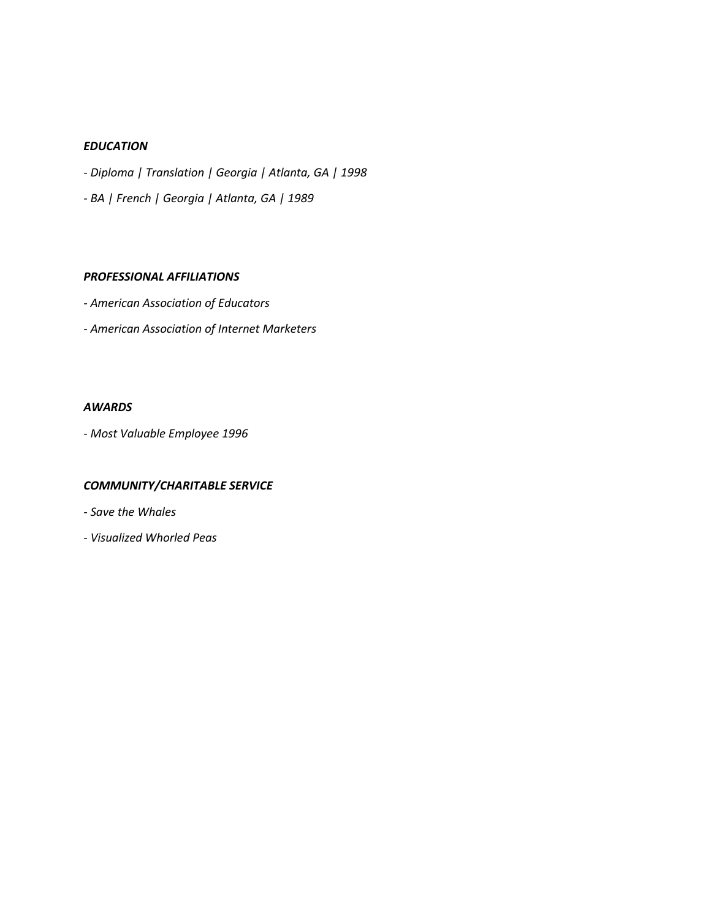### *EDUCATION*

- *Diploma | Translation | Georgia | Atlanta, GA | 1998*
- *BA | French | Georgia | Atlanta, GA | 1989*

### *PROFESSIONAL AFFILIATIONS*

- *American Association of Educators*
- *American Association of Internet Marketers*

### *AWARDS*

- *Most Valuable Employee 1996*

### *COMMUNITY/CHARITABLE SERVICE*

- *Save the Whales*
- *Visualized Whorled Peas*